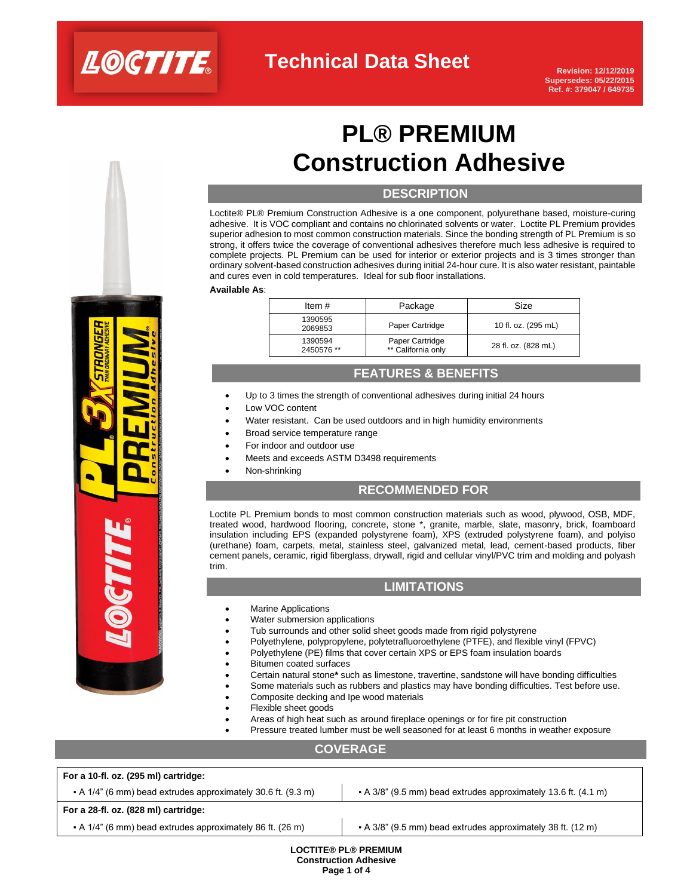Technical Data Sheet

Revision: 12/12/2019
Supersedes: 05/22/2015
Ref. #: 379047 / 649735

# PL® PREMIUM Construction Adhesive

## DESCRIPTION

Loctite® PL® Premium Construction Adhesive is a one component, polyurethane based, moisture-curing adhesive. It is VOC compliant and contains no chlorinated solvents or water. Loctite PL Premium provides superior adhesion to most common construction materials. Since the bonding strength of PL Premium is so strong, it offers twice the coverage of conventional adhesives therefore much less adhesive is required to complete projects. PL Premium can be used for interior or exterior projects and is 3 times stronger than ordinary solvent-based construction adhesives during initial 24-hour cure. It is also water resistant, paintable and cures even in cold temperatures. Ideal for sub floor installations.

**Available As**:

| Item # | Package | Size |
|---|---|---|
| 1390595<br>2069853 | Paper Cartridge | 10 fl. oz. (295 mL) |
| 1390594<br>2450576 ** | Paper Cartridge<br>** California only | 28 fl. oz. (828 mL) |

## FEATURES & BENEFITS

- Up to 3 times the strength of conventional adhesives during initial 24 hours
- Low VOC content
- Water resistant. Can be used outdoors and in high humidity environments
- Broad service temperature range
- For indoor and outdoor use
- Meets and exceeds ASTM D3498 requirements
- Non-shrinking

## RECOMMENDED FOR

Loctite PL Premium bonds to most common construction materials such as wood, plywood, OSB, MDF, treated wood, hardwood flooring, concrete, stone *, granite, marble, slate, masonry, brick, foamboard insulation including EPS (expanded polystyrene foam), XPS (extruded polystyrene foam), and polyiso (urethane) foam, carpets, metal, stainless steel, galvanized metal, lead, cement-based products, fiber cement panels, ceramic, rigid fiberglass, drywall, rigid and cellular vinyl/PVC trim and molding and polyash trim.

## LIMITATIONS

- Marine Applications
- Water submersion applications
- Tub surrounds and other solid sheet goods made from rigid polystyrene
- Polyethylene, polypropylene, polytetrafluoroethylene (PTFE), and flexible vinyl (FPVC)
- Polyethylene (PE) films that cover certain XPS or EPS foam insulation boards
- Bitumen coated surfaces
- Certain natural stone* such as limestone, travertine, sandstone will have bonding difficulties
- Some materials such as rubbers and plastics may have bonding difficulties. Test before use.
- Composite decking and Ipe wood materials
- Flexible sheet goods
- Areas of high heat such as around fireplace openings or for fire pit construction
- Pressure treated lumber must be well seasoned for at least 6 months in weather exposure

## COVERAGE

**For a 10-fl. oz. (295 ml) cartridge:**

- A 1/4" (6 mm) bead extrudes approximately 30.6 ft. (9.3 m)
- A 3/8" (9.5 mm) bead extrudes approximately 13.6 ft. (4.1 m)

**For a 28-fl. oz. (828 ml) cartridge:**

- A 1/4" (6 mm) bead extrudes approximately 86 ft. (26 m)
- A 3/8" (9.5 mm) bead extrudes approximately 38 ft. (12 m)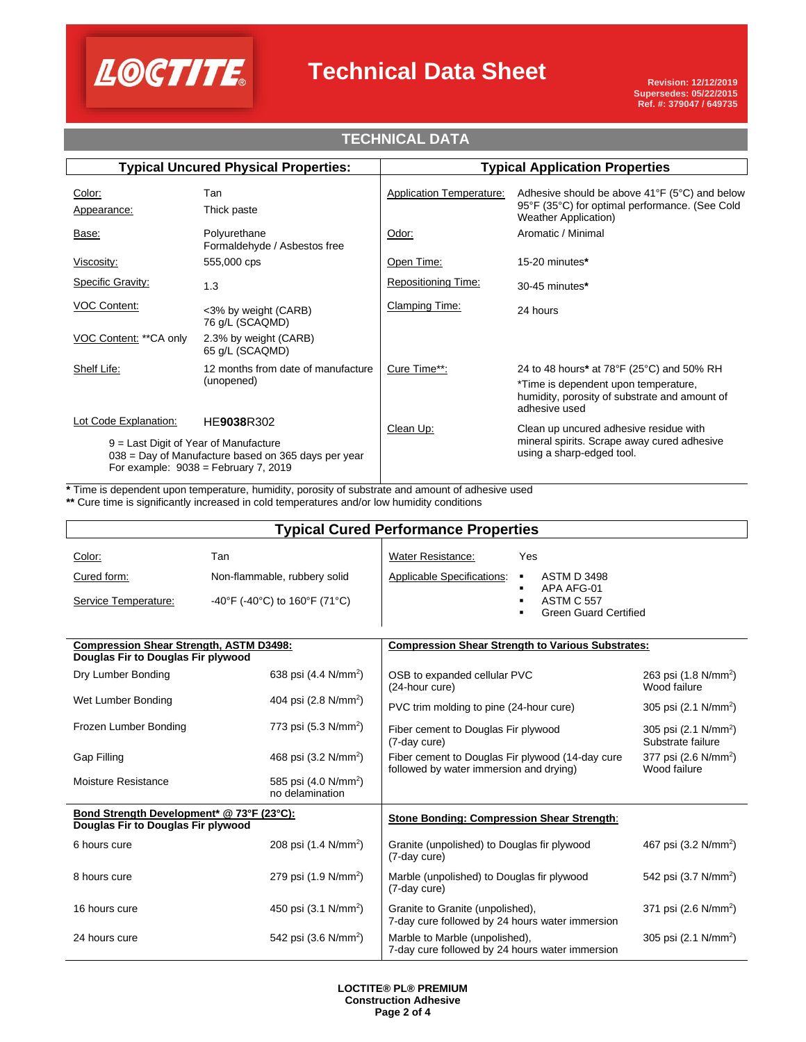# Technical Data Sheet

**Revision: 12/12/2019**
**Supersedes: 05/22/2015**
**Ref. #: 379047 / 649735**

## TECHNICAL DATA

### Typical Uncured Physical Properties:

| Property | Value |
|---|---|
| Color: | Tan |
| Appearance: | Thick paste |
| Base: | Polyurethane<br>Formaldehyde / Asbestos free |
| Viscosity: | 555,000 cps |
| Specific Gravity: | 1.3 |
| VOC Content: | <3% by weight (CARB)<br>76 g/L (SCAQMD) |
| VOC Content: **CA only | 2.3% by weight (CARB)<br>65 g/L (SCAQMD) |
| Shelf Life: | 12 months from date of manufacture (unopened) |
| Lot Code Explanation: | HE**9038**R302 |

9 = Last Digit of Year of Manufacture
038 = Day of Manufacture based on 365 days per year
For example: 9038 = February 7, 2019

### Typical Application Properties

| Property | Value |
|---|---|
| Application Temperature: | Adhesive should be above 41°F (5°C) and below 95°F (35°C) for optimal performance. (See Cold Weather Application) |
| Odor: | Aromatic / Minimal |
| Open Time: | 15-20 minutes* |
| Repositioning Time: | 30-45 minutes* |
| Clamping Time: | 24 hours |
| Cure Time**: | 24 to 48 hours* at 78°F (25°C) and 50% RH<br>*Time is dependent upon temperature, humidity, porosity of substrate and amount of adhesive used |
| Clean Up: | Clean up uncured adhesive residue with mineral spirits. Scrape away cured adhesive using a sharp-edged tool. |

\* Time is dependent upon temperature, humidity, porosity of substrate and amount of adhesive used
** Cure time is significantly increased in cold temperatures and/or low humidity conditions

### Typical Cured Performance Properties

| Property | Value |
|---|---|
| Color: | Tan |
| Cured form: | Non-flammable, rubbery solid |
| Service Temperature: | -40°F (-40°C) to 160°F (71°C) |
| Water Resistance: | Yes |
| Applicable Specifications: | ▪ ASTM D 3498<br>▪ APA AFG-01<br>▪ ASTM C 557<br>▪ Green Guard Certified |

**Compression Shear Strength, ASTM D3498: Douglas Fir to Douglas Fir plywood**

| Test | Result |
|---|---|
| Dry Lumber Bonding | 638 psi (4.4 N/mm$^2$) |
| Wet Lumber Bonding | 404 psi (2.8 N/mm$^2$) |
| Frozen Lumber Bonding | 773 psi (5.3 N/mm$^2$) |
| Gap Filling | 468 psi (3.2 N/mm$^2$) |
| Moisture Resistance | 585 psi (4.0 N/mm$^2$)<br>no delamination |

**Compression Shear Strength to Various Substrates:**

| Substrates | Result |
|---|---|
| OSB to expanded cellular PVC (24-hour cure) | 263 psi (1.8 N/mm$^2$)<br>Wood failure |
| PVC trim molding to pine (24-hour cure) | 305 psi (2.1 N/mm$^2$) |
| Fiber cement to Douglas Fir plywood (7-day cure) | 305 psi (2.1 N/mm$^2$)<br>Substrate failure |
| Fiber cement to Douglas Fir plywood (14-day cure followed by water immersion and drying) | 377 psi (2.6 N/mm$^2$)<br>Wood failure |

**Bond Strength Development* @ 73°F (23°C): Douglas Fir to Douglas Fir plywood**

| Cure | Result |
|---|---|
| 6 hours cure | 208 psi (1.4 N/mm$^2$) |
| 8 hours cure | 279 psi (1.9 N/mm$^2$) |
| 16 hours cure | 450 psi (3.1 N/mm$^2$) |
| 24 hours cure | 542 psi (3.6 N/mm$^2$) |

**Stone Bonding: Compression Shear Strength:**

| Substrates | Result |
|---|---|
| Granite (unpolished) to Douglas fir plywood (7-day cure) | 467 psi (3.2 N/mm$^2$) |
| Marble (unpolished) to Douglas fir plywood (7-day cure) | 542 psi (3.7 N/mm$^2$) |
| Granite to Granite (unpolished), 7-day cure followed by 24 hours water immersion | 371 psi (2.6 N/mm$^2$) |
| Marble to Marble (unpolished), 7-day cure followed by 24 hours water immersion | 305 psi (2.1 N/mm$^2$) |

**LOCTITE® PL® PREMIUM**
**Construction Adhesive**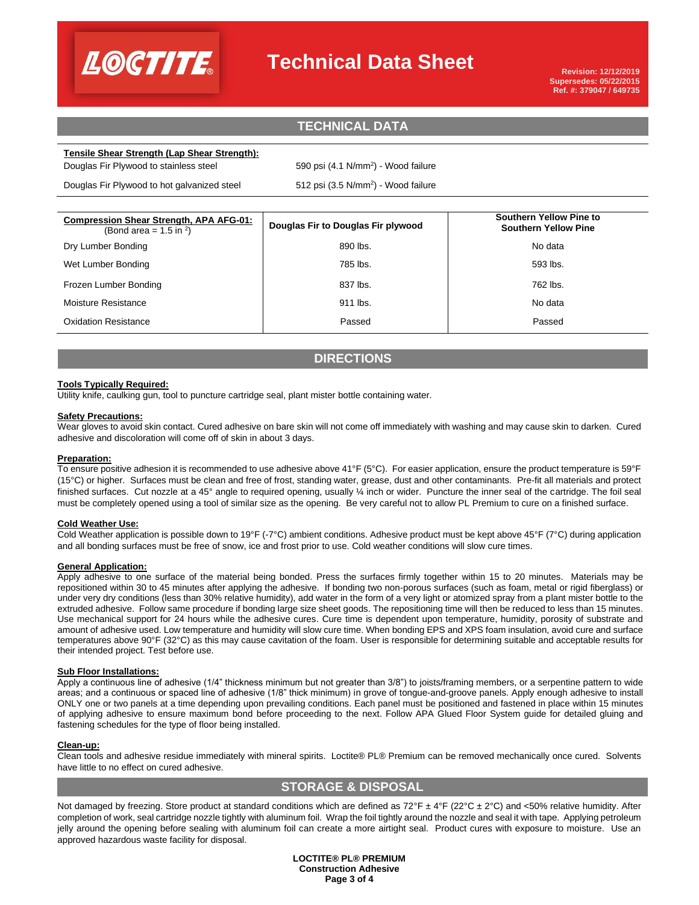## TECHNICAL DATA

| **Tensile Shear Strength (Lap Shear Strength):** | |
|---|---|
| Douglas Fir Plywood to stainless steel | 590 psi (4.1 N/mm$^2$) - Wood failure |
| Douglas Fir Plywood to hot galvanized steel | 512 psi (3.5 N/mm$^2$) - Wood failure |

| **Compression Shear Strength, APA AFG-01:** (Bond area = 1.5 in $^2$) | **Douglas Fir to Douglas Fir plywood** | **Southern Yellow Pine to Southern Yellow Pine** |
|---|---|---|
| Dry Lumber Bonding | 890 lbs. | No data |
| Wet Lumber Bonding | 785 lbs. | 593 lbs. |
| Frozen Lumber Bonding | 837 lbs. | 762 lbs. |
| Moisture Resistance | 911 lbs. | No data |
| Oxidation Resistance | Passed | Passed |

## DIRECTIONS

**Tools Typically Required:**
Utility knife, caulking gun, tool to puncture cartridge seal, plant mister bottle containing water.

**Safety Precautions:**
Wear gloves to avoid skin contact. Cured adhesive on bare skin will not come off immediately with washing and may cause skin to darken. Cured adhesive and discoloration will come off of skin in about 3 days.

**Preparation:**
To ensure positive adhesion it is recommended to use adhesive above 41°F (5°C). For easier application, ensure the product temperature is 59°F (15°C) or higher. Surfaces must be clean and free of frost, standing water, grease, dust and other contaminants. Pre-fit all materials and protect finished surfaces. Cut nozzle at a 45° angle to required opening, usually ¼ inch or wider. Puncture the inner seal of the cartridge. The foil seal must be completely opened using a tool of similar size as the opening. Be very careful not to allow PL Premium to cure on a finished surface.

**Cold Weather Use:**
Cold Weather application is possible down to 19°F (-7°C) ambient conditions. Adhesive product must be kept above 45°F (7°C) during application and all bonding surfaces must be free of snow, ice and frost prior to use. Cold weather conditions will slow cure times.

**General Application:**
Apply adhesive to one surface of the material being bonded. Press the surfaces firmly together within 15 to 20 minutes. Materials may be repositioned within 30 to 45 minutes after applying the adhesive. If bonding two non-porous surfaces (such as foam, metal or rigid fiberglass) or under very dry conditions (less than 30% relative humidity), add water in the form of a very light or atomized spray from a plant mister bottle to the extruded adhesive. Follow same procedure if bonding large size sheet goods. The repositioning time will then be reduced to less than 15 minutes. Use mechanical support for 24 hours while the adhesive cures. Cure time is dependent upon temperature, humidity, porosity of substrate and amount of adhesive used. Low temperature and humidity will slow cure time. When bonding EPS and XPS foam insulation, avoid cure and surface temperatures above 90°F (32°C) as this may cause cavitation of the foam. User is responsible for determining suitable and acceptable results for their intended project. Test before use.

**Sub Floor Installations:**
Apply a continuous line of adhesive (1/4" thickness minimum but not greater than 3/8") to joists/framing members, or a serpentine pattern to wide areas; and a continuous or spaced line of adhesive (1/8" thick minimum) in grove of tongue-and-groove panels. Apply enough adhesive to install ONLY one or two panels at a time depending upon prevailing conditions. Each panel must be positioned and fastened in place within 15 minutes of applying adhesive to ensure maximum bond before proceeding to the next. Follow APA Glued Floor System guide for detailed gluing and fastening schedules for the type of floor being installed.

**Clean-up:**
Clean tools and adhesive residue immediately with mineral spirits. Loctite® PL® Premium can be removed mechanically once cured. Solvents have little to no effect on cured adhesive.

## STORAGE & DISPOSAL

Not damaged by freezing. Store product at standard conditions which are defined as 72°F ± 4°F (22°C ± 2°C) and <50% relative humidity. After completion of work, seal cartridge nozzle tightly with aluminum foil. Wrap the foil tightly around the nozzle and seal it with tape. Applying petroleum jelly around the opening before sealing with aluminum foil can create a more airtight seal. Product cures with exposure to moisture. Use an approved hazardous waste facility for disposal.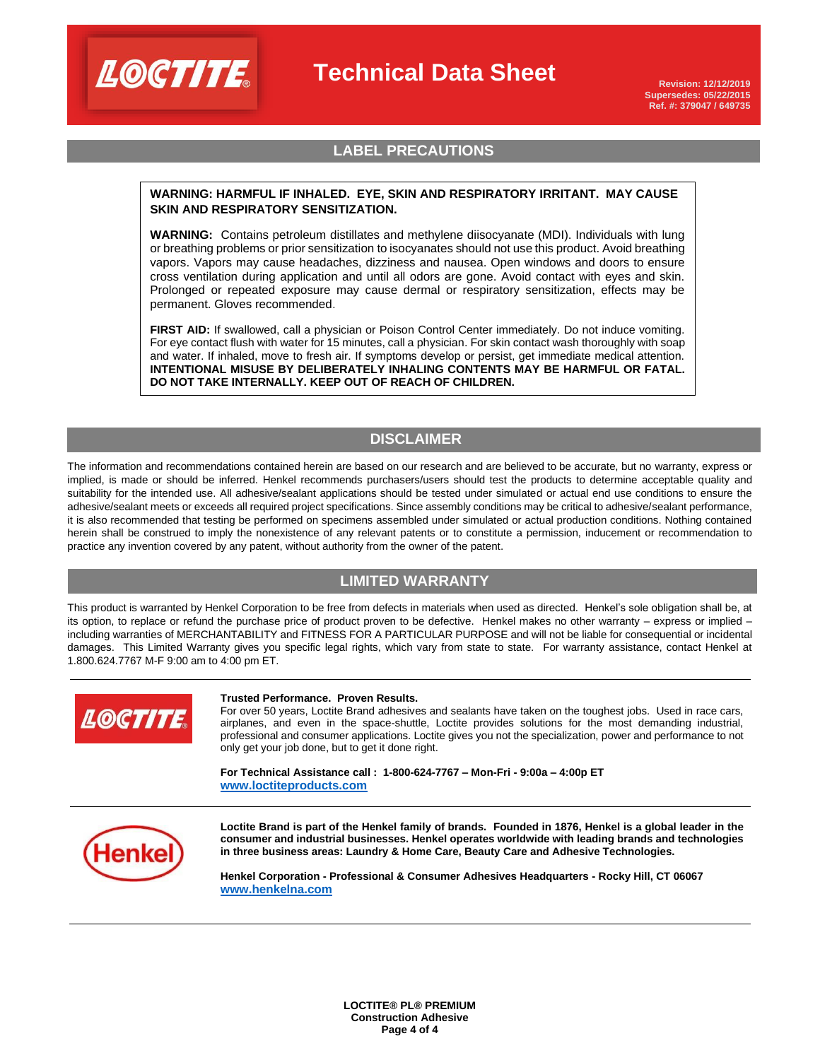# Technical Data Sheet

**Revision: 12/12/2019**
**Supersedes: 05/22/2015**
**Ref. #: 379047 / 649735**

## LABEL PRECAUTIONS

**WARNING: HARMFUL IF INHALED. EYE, SKIN AND RESPIRATORY IRRITANT. MAY CAUSE SKIN AND RESPIRATORY SENSITIZATION.**

**WARNING:** Contains petroleum distillates and methylene diisocyanate (MDI). Individuals with lung or breathing problems or prior sensitization to isocyanates should not use this product. Avoid breathing vapors. Vapors may cause headaches, dizziness and nausea. Open windows and doors to ensure cross ventilation during application and until all odors are gone. Avoid contact with eyes and skin. Prolonged or repeated exposure may cause dermal or respiratory sensitization, effects may be permanent. Gloves recommended.

**FIRST AID:** If swallowed, call a physician or Poison Control Center immediately. Do not induce vomiting. For eye contact flush with water for 15 minutes, call a physician. For skin contact wash thoroughly with soap and water. If inhaled, move to fresh air. If symptoms develop or persist, get immediate medical attention. **INTENTIONAL MISUSE BY DELIBERATELY INHALING CONTENTS MAY BE HARMFUL OR FATAL. DO NOT TAKE INTERNALLY. KEEP OUT OF REACH OF CHILDREN.**

## DISCLAIMER

The information and recommendations contained herein are based on our research and are believed to be accurate, but no warranty, express or implied, is made or should be inferred. Henkel recommends purchasers/users should test the products to determine acceptable quality and suitability for the intended use. All adhesive/sealant applications should be tested under simulated or actual end use conditions to ensure the adhesive/sealant meets or exceeds all required project specifications. Since assembly conditions may be critical to adhesive/sealant performance, it is also recommended that testing be performed on specimens assembled under simulated or actual production conditions. Nothing contained herein shall be construed to imply the nonexistence of any relevant patents or to constitute a permission, inducement or recommendation to practice any invention covered by any patent, without authority from the owner of the patent.

## LIMITED WARRANTY

This product is warranted by Henkel Corporation to be free from defects in materials when used as directed. Henkel's sole obligation shall be, at its option, to replace or refund the purchase price of product proven to be defective. Henkel makes no other warranty – express or implied – including warranties of MERCHANTABILITY and FITNESS FOR A PARTICULAR PURPOSE and will not be liable for consequential or incidental damages. This Limited Warranty gives you specific legal rights, which vary from state to state. For warranty assistance, contact Henkel at 1.800.624.7767 M-F 9:00 am to 4:00 pm ET.

---

**Trusted Performance. Proven Results.**
For over 50 years, Loctite Brand adhesives and sealants have taken on the toughest jobs. Used in race cars, airplanes, and even in the space-shuttle, Loctite provides solutions for the most demanding industrial, professional and consumer applications. Loctite gives you not the specialization, power and performance to not only get your job done, but to get it done right.

**For Technical Assistance call : 1-800-624-7767 – Mon-Fri - 9:00a – 4:00p ET**
**www.loctiteproducts.com**

---

**Loctite Brand is part of the Henkel family of brands. Founded in 1876, Henkel is a global leader in the consumer and industrial businesses. Henkel operates worldwide with leading brands and technologies in three business areas: Laundry & Home Care, Beauty Care and Adhesive Technologies.**

**Henkel Corporation - Professional & Consumer Adhesives Headquarters - Rocky Hill, CT 06067**
**www.henkelna.com**

---